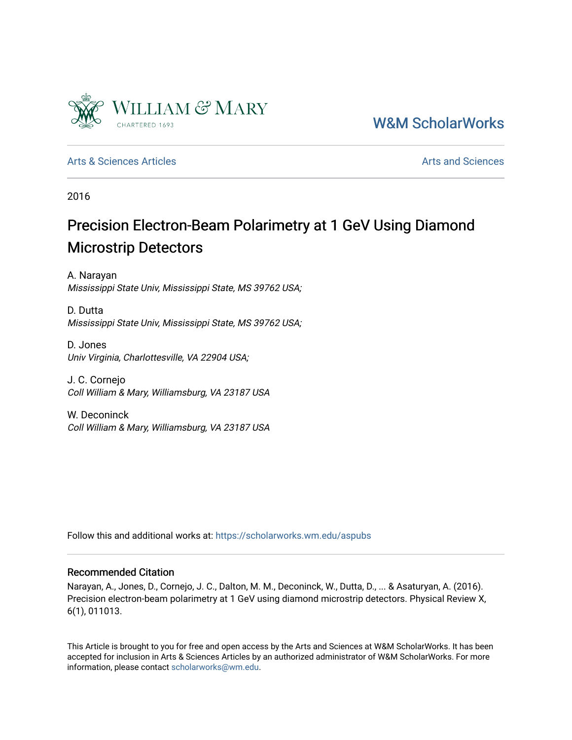William & Mary

CHARTERED 1693

W&M ScholarWorks

Arts & Sciences Articles

Arts and Sciences

2016

# Precision Electron-Beam Polarimetry at 1 GeV Using Diamond Microstrip Detectors

A. Narayan
*Mississippi State Univ, Mississippi State, MS 39762 USA;*

D. Dutta
*Mississippi State Univ, Mississippi State, MS 39762 USA;*

D. Jones
*Univ Virginia, Charlottesville, VA 22904 USA;*

J. C. Cornejo
*Coll William & Mary, Williamsburg, VA 23187 USA*

W. Deconinck
*Coll William & Mary, Williamsburg, VA 23187 USA*

Follow this and additional works at: https://scholarworks.wm.edu/aspubs

## Recommended Citation

Narayan, A., Jones, D., Cornejo, J. C., Dalton, M. M., Deconinck, W., Dutta, D., ... & Asaturyan, A. (2016). Precision electron-beam polarimetry at 1 GeV using diamond microstrip detectors. Physical Review X, 6(1), 011013.

This Article is brought to you for free and open access by the Arts and Sciences at W&M ScholarWorks. It has been accepted for inclusion in Arts & Sciences Articles by an authorized administrator of W&M ScholarWorks. For more information, please contact scholarworks@wm.edu.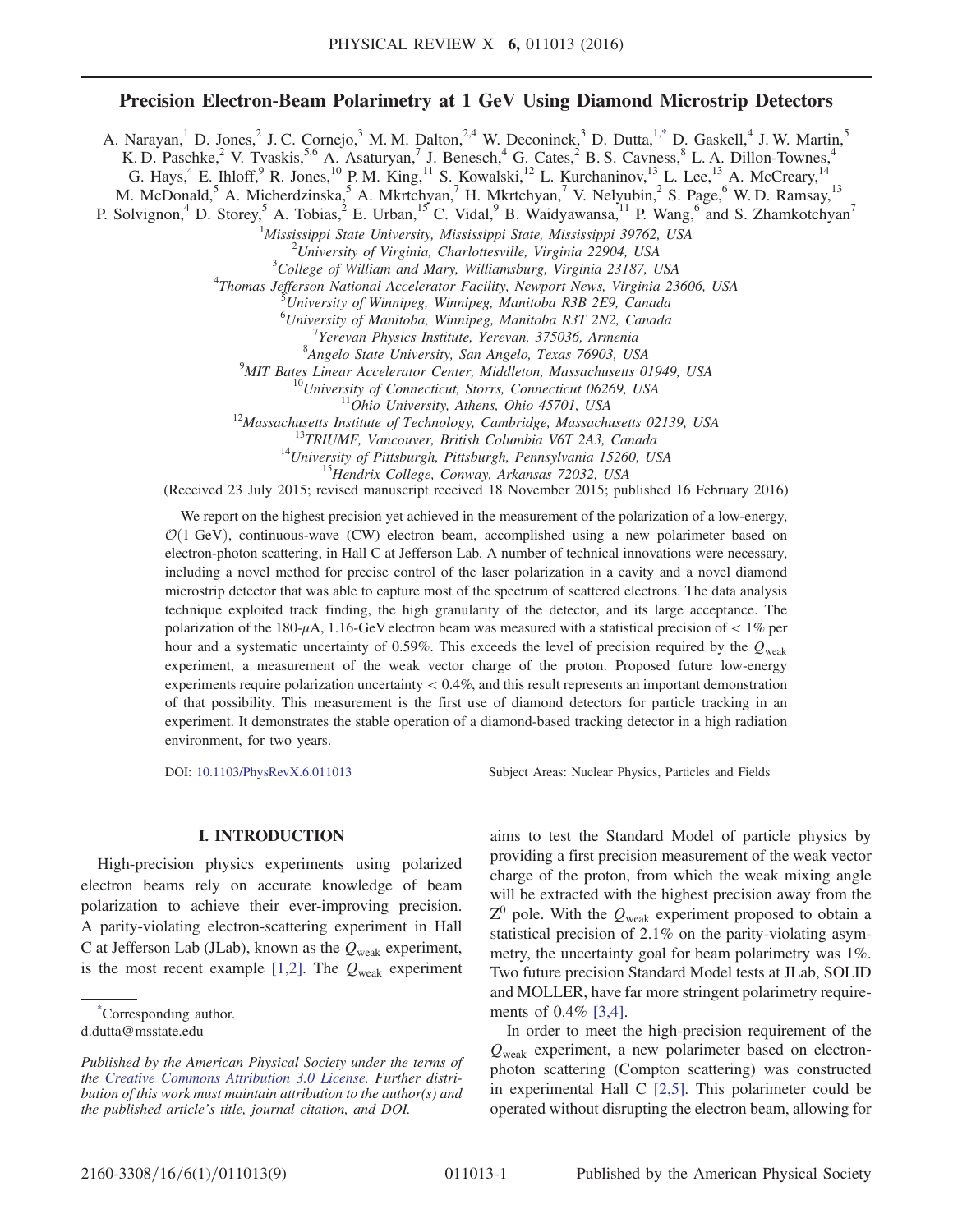# Precision Electron-Beam Polarimetry at 1 GeV Using Diamond Microstrip Detectors

A. Narayan,[1] D. Jones,[2] J. C. Cornejo,[3] M. M. Dalton,[2,4] W. Deconinck,[3] D. Dutta,[1,*] D. Gaskell,[4] J. W. Martin,[5] K. D. Paschke,[2] V. Tvaskis,[5,6] A. Asaturyan,[7] J. Benesch,[4] G. Cates,[2] B. S. Cavness,[8] L. A. Dillon-Townes,[4] G. Hays,[4] E. Ihloff,[9] R. Jones,[10] P. M. King,[11] S. Kowalski,[12] L. Kurchaninov,[13] L. Lee,[13] A. McCreary,[14] M. McDonald,[5] A. Micherdzinska,[5] A. Mkrtchyan,[7] H. Mkrtchyan,[7] V. Nelyubin,[2] S. Page,[6] W. D. Ramsay,[13] P. Solvignon,[4] D. Storey,[5] A. Tobias,[2] E. Urban,[15] C. Vidal,[9] B. Waidyawansa,[11] P. Wang,[6] and S. Zhamkotchyan[7]

[1]Mississippi State University, Mississippi State, Mississippi 39762, USA
[2]University of Virginia, Charlottesville, Virginia 22904, USA
[3]College of William and Mary, Williamsburg, Virginia 23187, USA
[4]Thomas Jefferson National Accelerator Facility, Newport News, Virginia 23606, USA
[5]University of Winnipeg, Winnipeg, Manitoba R3B 2E9, Canada
[6]University of Manitoba, Winnipeg, Manitoba R3T 2N2, Canada
[7]Yerevan Physics Institute, Yerevan, 375036, Armenia
[8]Angelo State University, San Angelo, Texas 76903, USA
[9]MIT Bates Linear Accelerator Center, Middleton, Massachusetts 01949, USA
[10]University of Connecticut, Storrs, Connecticut 06269, USA
[11]Ohio University, Athens, Ohio 45701, USA
[12]Massachusetts Institute of Technology, Cambridge, Massachusetts 02139, USA
[13]TRIUMF, Vancouver, British Columbia V6T 2A3, Canada
[14]University of Pittsburgh, Pittsburgh, Pennsylvania 15260, USA
[15]Hendrix College, Conway, Arkansas 72032, USA

(Received 23 July 2015; revised manuscript received 18 November 2015; published 16 February 2016)

We report on the highest precision yet achieved in the measurement of the polarization of a low-energy, $\mathcal{O}(1\text{ GeV})$, continuous-wave (CW) electron beam, accomplished using a new polarimeter based on electron-photon scattering, in Hall C at Jefferson Lab. A number of technical innovations were necessary, including a novel method for precise control of the laser polarization in a cavity and a novel diamond microstrip detector that was able to capture most of the spectrum of scattered electrons. The data analysis technique exploited track finding, the high granularity of the detector, and its large acceptance. The polarization of the 180-$\mu$A, 1.16-GeV electron beam was measured with a statistical precision of $< 1\%$ per hour and a systematic uncertainty of 0.59%. This exceeds the level of precision required by the $Q_{\text{weak}}$ experiment, a measurement of the weak vector charge of the proton. Proposed future low-energy experiments require polarization uncertainty $< 0.4\%$, and this result represents an important demonstration of that possibility. This measurement is the first use of diamond detectors for particle tracking in an experiment. It demonstrates the stable operation of a diamond-based tracking detector in a high radiation environment, for two years.

DOI: 10.1103/PhysRevX.6.011013 Subject Areas: Nuclear Physics, Particles and Fields

## I. INTRODUCTION

High-precision physics experiments using polarized electron beams rely on accurate knowledge of beam polarization to achieve their ever-improving precision. A parity-violating electron-scattering experiment in Hall C at Jefferson Lab (JLab), known as the $Q_{\text{weak}}$ experiment, is the most recent example [1,2]. The $Q_{\text{weak}}$ experiment aims to test the Standard Model of particle physics by providing a first precision measurement of the weak vector charge of the proton, from which the weak mixing angle will be extracted with the highest precision away from the $Z^0$ pole. With the $Q_{\text{weak}}$ experiment proposed to obtain a statistical precision of 2.1% on the parity-violating asymmetry, the uncertainty goal for beam polarimetry was 1%. Two future precision Standard Model tests at JLab, SOLID and MOLLER, have far more stringent polarimetry requirements of 0.4% [3,4].

In order to meet the high-precision requirement of the $Q_{\text{weak}}$ experiment, a new polarimeter based on electron-photon scattering (Compton scattering) was constructed in experimental Hall C [2,5]. This polarimeter could be operated without disrupting the electron beam, allowing for

*Corresponding author.
d.dutta@msstate.edu

*Published by the American Physical Society under the terms of the Creative Commons Attribution 3.0 License. Further distribution of this work must maintain attribution to the author(s) and the published article's title, journal citation, and DOI.*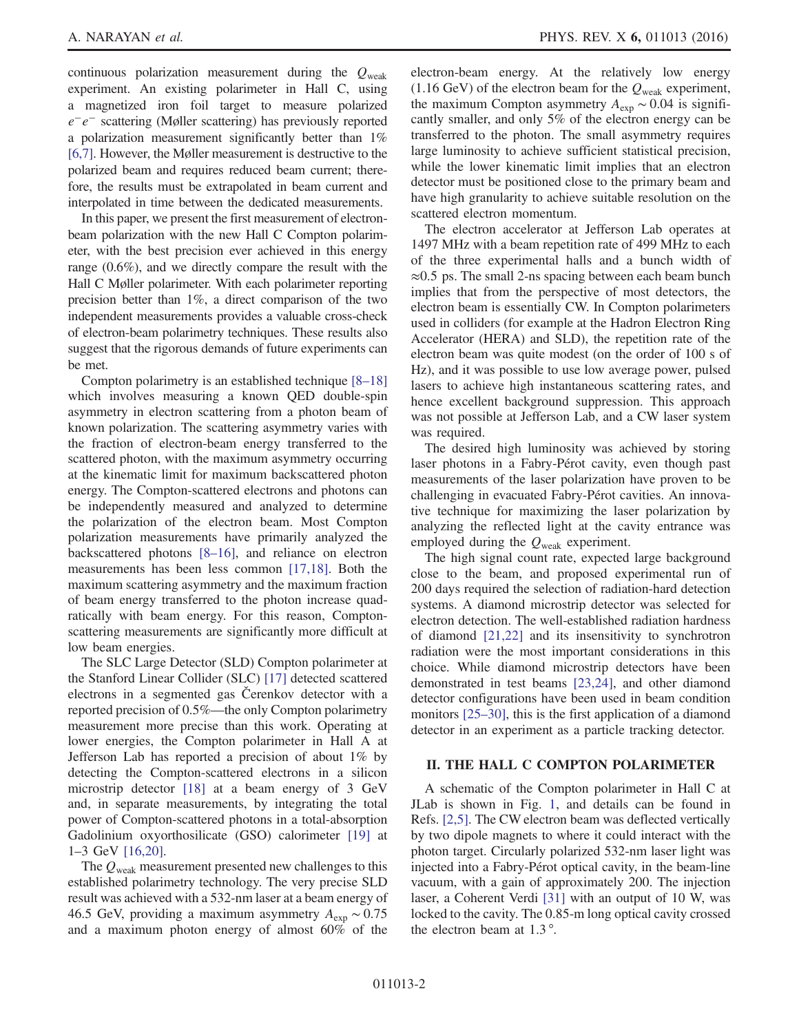continuous polarization measurement during the $Q_{\rm weak}$ experiment. An existing polarimeter in Hall C, using a magnetized iron foil target to measure polarized $e^-e^-$ scattering (Møller scattering) has previously reported a polarization measurement significantly better than 1% [6,7]. However, the Møller measurement is destructive to the polarized beam and requires reduced beam current; therefore, the results must be extrapolated in beam current and interpolated in time between the dedicated measurements.

In this paper, we present the first measurement of electron-beam polarization with the new Hall C Compton polarimeter, with the best precision ever achieved in this energy range (0.6%), and we directly compare the result with the Hall C Møller polarimeter. With each polarimeter reporting precision better than 1%, a direct comparison of the two independent measurements provides a valuable cross-check of electron-beam polarimetry techniques. These results also suggest that the rigorous demands of future experiments can be met.

Compton polarimetry is an established technique [8–18] which involves measuring a known QED double-spin asymmetry in electron scattering from a photon beam of known polarization. The scattering asymmetry varies with the fraction of electron-beam energy transferred to the scattered photon, with the maximum asymmetry occurring at the kinematic limit for maximum backscattered photon energy. The Compton-scattered electrons and photons can be independently measured and analyzed to determine the polarization of the electron beam. Most Compton polarization measurements have primarily analyzed the backscattered photons [8–16], and reliance on electron measurements has been less common [17,18]. Both the maximum scattering asymmetry and the maximum fraction of beam energy transferred to the photon increase quadratically with beam energy. For this reason, Compton-scattering measurements are significantly more difficult at low beam energies.

The SLC Large Detector (SLD) Compton polarimeter at the Stanford Linear Collider (SLC) [17] detected scattered electrons in a segmented gas Čerenkov detector with a reported precision of 0.5%—the only Compton polarimetry measurement more precise than this work. Operating at lower energies, the Compton polarimeter in Hall A at Jefferson Lab has reported a precision of about 1% by detecting the Compton-scattered electrons in a silicon microstrip detector [18] at a beam energy of 3 GeV and, in separate measurements, by integrating the total power of Compton-scattered photons in a total-absorption Gadolinium oxyorthosilicate (GSO) calorimeter [19] at 1–3 GeV [16,20].

The $Q_{\rm weak}$ measurement presented new challenges to this established polarimetry technology. The very precise SLD result was achieved with a 532-nm laser at a beam energy of 46.5 GeV, providing a maximum asymmetry $A_{\rm exp} \sim 0.75$ and a maximum photon energy of almost 60% of the electron-beam energy. At the relatively low energy (1.16 GeV) of the electron beam for the $Q_{\rm weak}$ experiment, the maximum Compton asymmetry $A_{\rm exp} \sim 0.04$ is significantly smaller, and only 5% of the electron energy can be transferred to the photon. The small asymmetry requires large luminosity to achieve sufficient statistical precision, while the lower kinematic limit implies that an electron detector must be positioned close to the primary beam and have high granularity to achieve suitable resolution on the scattered electron momentum.

The electron accelerator at Jefferson Lab operates at 1497 MHz with a beam repetition rate of 499 MHz to each of the three experimental halls and a bunch width of $\approx$0.5 ps. The small 2-ns spacing between each beam bunch implies that from the perspective of most detectors, the electron beam is essentially CW. In Compton polarimeters used in colliders (for example at the Hadron Electron Ring Accelerator (HERA) and SLD), the repetition rate of the electron beam was quite modest (on the order of 100 s of Hz), and it was possible to use low average power, pulsed lasers to achieve high instantaneous scattering rates, and hence excellent background suppression. This approach was not possible at Jefferson Lab, and a CW laser system was required.

The desired high luminosity was achieved by storing laser photons in a Fabry-Pérot cavity, even though past measurements of the laser polarization have proven to be challenging in evacuated Fabry-Pérot cavities. An innovative technique for maximizing the laser polarization by analyzing the reflected light at the cavity entrance was employed during the $Q_{\rm weak}$ experiment.

The high signal count rate, expected large background close to the beam, and proposed experimental run of 200 days required the selection of radiation-hard detection systems. A diamond microstrip detector was selected for electron detection. The well-established radiation hardness of diamond [21,22] and its insensitivity to synchrotron radiation were the most important considerations in this choice. While diamond microstrip detectors have been demonstrated in test beams [23,24], and other diamond detector configurations have been used in beam condition monitors [25–30], this is the first application of a diamond detector in an experiment as a particle tracking detector.

## II. THE HALL C COMPTON POLARIMETER

A schematic of the Compton polarimeter in Hall C at JLab is shown in Fig. 1, and details can be found in Refs. [2,5]. The CW electron beam was deflected vertically by two dipole magnets to where it could interact with the photon target. Circularly polarized 532-nm laser light was injected into a Fabry-Pérot optical cavity, in the beam-line vacuum, with a gain of approximately 200. The injection laser, a Coherent Verdi [31] with an output of 10 W, was locked to the cavity. The 0.85-m long optical cavity crossed the electron beam at 1.3°.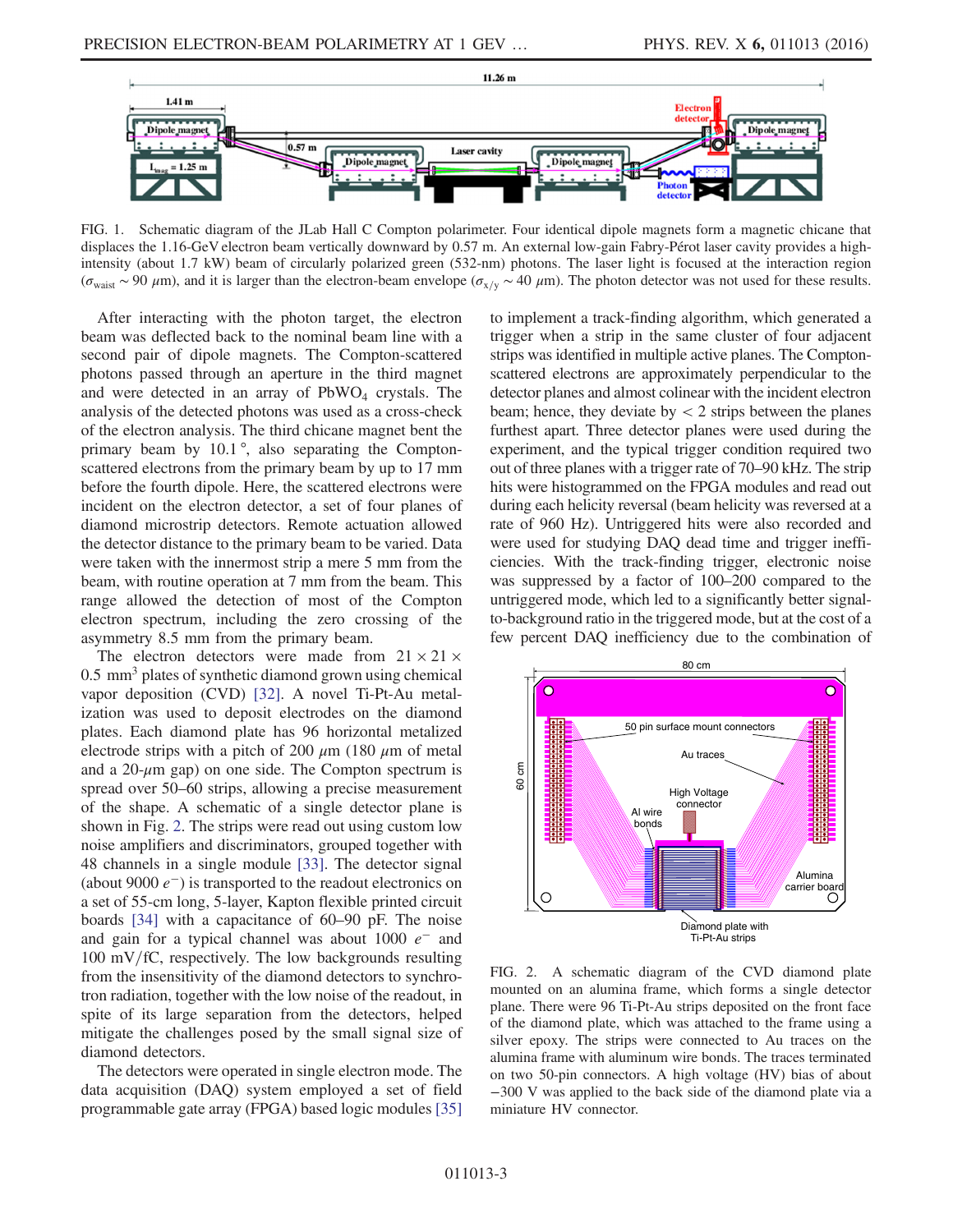FIG. 1. Schematic diagram of the JLab Hall C Compton polarimeter. Four identical dipole magnets form a magnetic chicane that displaces the 1.16-GeV electron beam vertically downward by 0.57 m. An external low-gain Fabry-Pérot laser cavity provides a high-intensity (about 1.7 kW) beam of circularly polarized green (532-nm) photons. The laser light is focused at the interaction region ($\sigma_{\mathrm{waist}} \sim 90$ $\mu$m), and it is larger than the electron-beam envelope ($\sigma_{x/y} \sim 40$ $\mu$m). The photon detector was not used for these results.

After interacting with the photon target, the electron beam was deflected back to the nominal beam line with a second pair of dipole magnets. The Compton-scattered photons passed through an aperture in the third magnet and were detected in an array of $PbWO_4$ crystals. The analysis of the detected photons was used as a cross-check of the electron analysis. The third chicane magnet bent the primary beam by 10.1°, also separating the Compton-scattered electrons from the primary beam by up to 17 mm before the fourth dipole. Here, the scattered electrons were incident on the electron detector, a set of four planes of diamond microstrip detectors. Remote actuation allowed the detector distance to the primary beam to be varied. Data were taken with the innermost strip a mere 5 mm from the beam, with routine operation at 7 mm from the beam. This range allowed the detection of most of the Compton electron spectrum, including the zero crossing of the asymmetry 8.5 mm from the primary beam.

The electron detectors were made from $21 \times 21 \times 0.5$ mm$^3$ plates of synthetic diamond grown using chemical vapor deposition (CVD) [32]. A novel Ti-Pt-Au metalization was used to deposit electrodes on the diamond plates. Each diamond plate has 96 horizontal metalized electrode strips with a pitch of 200 $\mu$m (180 $\mu$m of metal and a 20-$\mu$m gap) on one side. The Compton spectrum is spread over 50–60 strips, allowing a precise measurement of the shape. A schematic of a single detector plane is shown in Fig. 2. The strips were read out using custom low noise amplifiers and discriminators, grouped together with 48 channels in a single module [33]. The detector signal (about 9000 $e^-$) is transported to the readout electronics on a set of 55-cm long, 5-layer, Kapton flexible printed circuit boards [34] with a capacitance of 60–90 pF. The noise and gain for a typical channel was about 1000 $e^-$ and 100 mV/fC, respectively. The low backgrounds resulting from the insensitivity of the diamond detectors to synchrotron radiation, together with the low noise of the readout, in spite of its large separation from the detectors, helped mitigate the challenges posed by the small signal size of diamond detectors.

The detectors were operated in single electron mode. The data acquisition (DAQ) system employed a set of field programmable gate array (FPGA) based logic modules [35] to implement a track-finding algorithm, which generated a trigger when a strip in the same cluster of four adjacent strips was identified in multiple active planes. The Compton-scattered electrons are approximately perpendicular to the detector planes and almost colinear with the incident electron beam; hence, they deviate by $< 2$ strips between the planes furthest apart. Three detector planes were used during the experiment, and the typical trigger condition required two out of three planes with a trigger rate of 70–90 kHz. The strip hits were histogrammed on the FPGA modules and read out during each helicity reversal (beam helicity was reversed at a rate of 960 Hz). Untriggered hits were also recorded and were used for studying DAQ dead time and trigger inefficiencies. With the track-finding trigger, electronic noise was suppressed by a factor of 100–200 compared to the untriggered mode, which led to a significantly better signal-to-background ratio in the triggered mode, but at the cost of a few percent DAQ inefficiency due to the combination of

FIG. 2. A schematic diagram of the CVD diamond plate mounted on an alumina frame, which forms a single detector plane. There were 96 Ti-Pt-Au strips deposited on the front face of the diamond plate, which was attached to the frame using a silver epoxy. The strips were connected to Au traces on the alumina frame with aluminum wire bonds. The traces terminated on two 50-pin connectors. A high voltage (HV) bias of about −300 V was applied to the back side of the diamond plate via a miniature HV connector.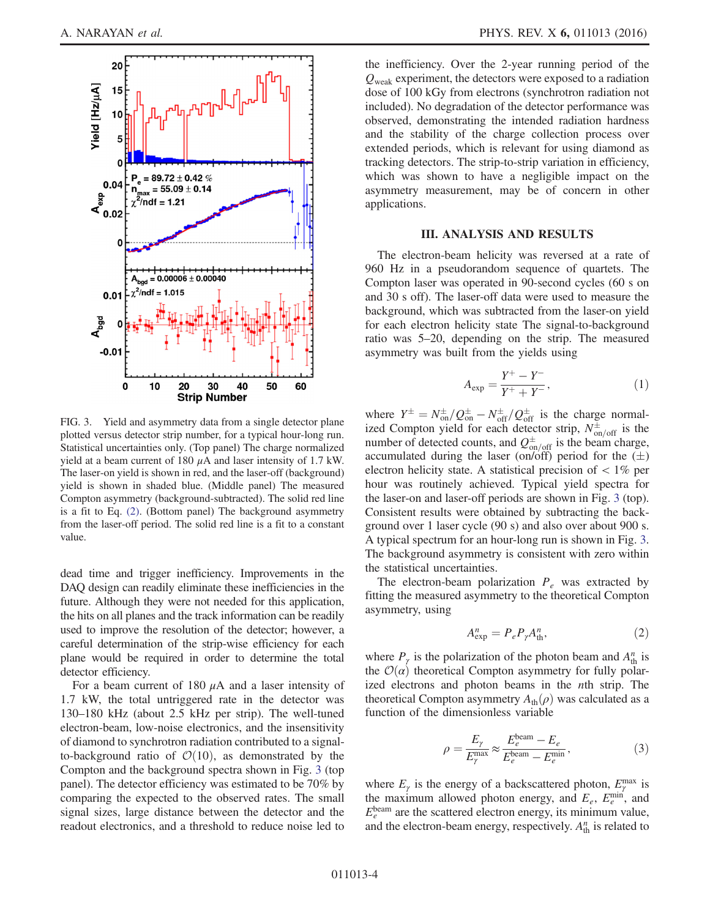FIG. 3. Yield and asymmetry data from a single detector plane plotted versus detector strip number, for a typical hour-long run. Statistical uncertainties only. (Top panel) The charge normalized yield at a beam current of 180 $\mu$A and laser intensity of 1.7 kW. The laser-on yield is shown in red, and the laser-off (background) yield is shown in shaded blue. (Middle panel) The measured Compton asymmetry (background-subtracted). The solid red line is a fit to Eq. (2). (Bottom panel) The background asymmetry from the laser-off period. The solid red line is a fit to a constant value.

dead time and trigger inefficiency. Improvements in the DAQ design can readily eliminate these inefficiencies in the future. Although they were not needed for this application, the hits on all planes and the track information can be readily used to improve the resolution of the detector; however, a careful determination of the strip-wise efficiency for each plane would be required in order to determine the total detector efficiency.

For a beam current of 180 $\mu$A and a laser intensity of 1.7 kW, the total untriggered rate in the detector was 130–180 kHz (about 2.5 kHz per strip). The well-tuned electron-beam, low-noise electronics, and the insensitivity of diamond to synchrotron radiation contributed to a signal-to-background ratio of $\mathcal{O}(10)$, as demonstrated by the Compton and the background spectra shown in Fig. 3 (top panel). The detector efficiency was estimated to be 70% by comparing the expected to the observed rates. The small signal sizes, large distance between the detector and the readout electronics, and a threshold to reduce noise led to the inefficiency. Over the 2-year running period of the $Q_{\rm weak}$ experiment, the detectors were exposed to a radiation dose of 100 kGy from electrons (synchrotron radiation not included). No degradation of the detector performance was observed, demonstrating the intended radiation hardness and the stability of the charge collection process over extended periods, which is relevant for using diamond as tracking detectors. The strip-to-strip variation in efficiency, which was shown to have a negligible impact on the asymmetry measurement, may be of concern in other applications.

## III. ANALYSIS AND RESULTS

The electron-beam helicity was reversed at a rate of 960 Hz in a pseudorandom sequence of quartets. The Compton laser was operated in 90-second cycles (60 s on and 30 s off). The laser-off data were used to measure the background, which was subtracted from the laser-on yield for each electron helicity state The signal-to-background ratio was 5–20, depending on the strip. The measured asymmetry was built from the yields using

$$A_{\rm exp} = \frac{Y^+ - Y^-}{Y^+ + Y^-}, \tag{1}$$

where $Y^\pm = N^\pm_{\rm on}/Q^\pm_{\rm on} - N^\pm_{\rm off}/Q^\pm_{\rm off}$ is the charge normalized Compton yield for each detector strip, $N^\pm_{\rm on/off}$ is the number of detected counts, and $Q^\pm_{\rm on/off}$ is the beam charge, accumulated during the laser (on/off) period for the ($\pm$) electron helicity state. A statistical precision of $< 1\%$ per hour was routinely achieved. Typical yield spectra for the laser-on and laser-off periods are shown in Fig. 3 (top). Consistent results were obtained by subtracting the background over 1 laser cycle (90 s) and also over about 900 s. A typical spectrum for an hour-long run is shown in Fig. 3. The background asymmetry is consistent with zero within the statistical uncertainties.

The electron-beam polarization $P_e$ was extracted by fitting the measured asymmetry to the theoretical Compton asymmetry, using

$$A^n_{\rm exp} = P_e P_\gamma A^n_{\rm th}, \tag{2}$$

where $P_\gamma$ is the polarization of the photon beam and $A^n_{\rm th}$ is the $\mathcal{O}(\alpha)$ theoretical Compton asymmetry for fully polarized electrons and photon beams in the $n$th strip. The theoretical Compton asymmetry $A_{\rm th}(\rho)$ was calculated as a function of the dimensionless variable

$$\rho = \frac{E_\gamma}{E^{\rm max}_\gamma} \approx \frac{E^{\rm beam}_e - E_e}{E^{\rm beam}_e - E^{\rm min}_e}, \tag{3}$$

where $E_\gamma$ is the energy of a backscattered photon, $E^{\rm max}_\gamma$ is the maximum allowed photon energy, and $E_e$, $E^{\rm min}_e$, and $E^{\rm beam}_e$ are the scattered electron energy, its minimum value, and the electron-beam energy, respectively. $A^n_{\rm th}$ is related to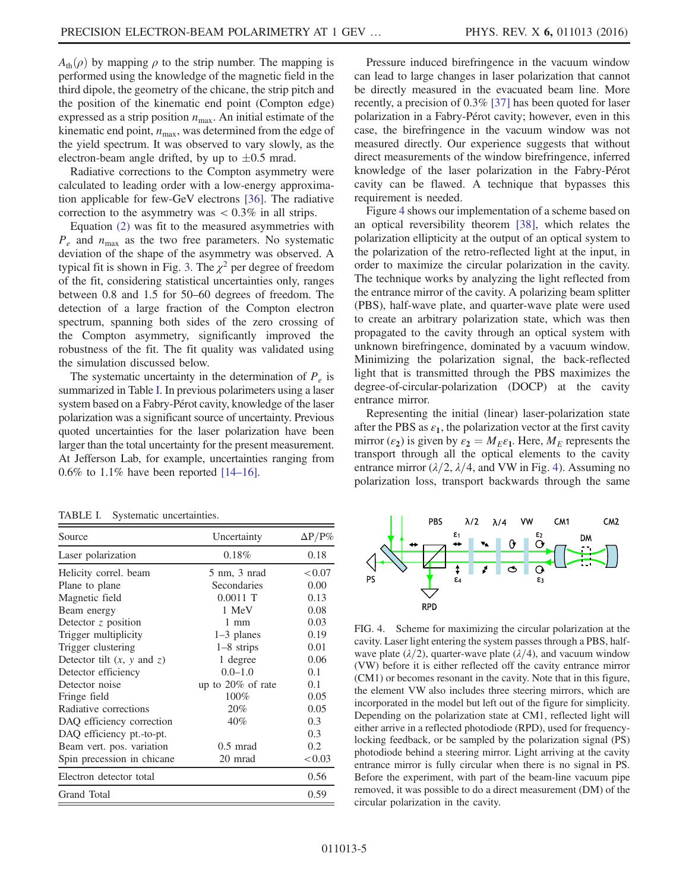$A_{th}(\rho)$ by mapping $\rho$ to the strip number. The mapping is performed using the knowledge of the magnetic field in the third dipole, the geometry of the chicane, the strip pitch and the position of the kinematic end point (Compton edge) expressed as a strip position $n_{max}$. An initial estimate of the kinematic end point, $n_{max}$, was determined from the edge of the yield spectrum. It was observed to vary slowly, as the electron-beam angle drifted, by up to $\pm 0.5$ mrad.

Radiative corrections to the Compton asymmetry were calculated to leading order with a low-energy approximation applicable for few-GeV electrons [36]. The radiative correction to the asymmetry was $< 0.3\%$ in all strips.

Equation (2) was fit to the measured asymmetries with $P_e$ and $n_{max}$ as the two free parameters. No systematic deviation of the shape of the asymmetry was observed. A typical fit is shown in Fig. 3. The $\chi^2$ per degree of freedom of the fit, considering statistical uncertainties only, ranges between 0.8 and 1.5 for 50–60 degrees of freedom. The detection of a large fraction of the Compton electron spectrum, spanning both sides of the zero crossing of the Compton asymmetry, significantly improved the robustness of the fit. The fit quality was validated using the simulation discussed below.

The systematic uncertainty in the determination of $P_e$ is summarized in Table I. In previous polarimeters using a laser system based on a Fabry-Pérot cavity, knowledge of the laser polarization was a significant source of uncertainty. Previous quoted uncertainties for the laser polarization have been larger than the total uncertainty for the present measurement. At Jefferson Lab, for example, uncertainties ranging from 0.6% to 1.1% have been reported [14–16].

TABLE I. Systematic uncertainties.

| Source | Uncertainty | $\Delta P/P\%$ |
|---|---|---|
| Laser polarization | 0.18% | 0.18 |
| Helicity correl. beam | 5 nm, 3 nrad | $<0.07$ |
| Plane to plane | Secondaries | 0.00 |
| Magnetic field | 0.0011 T | 0.13 |
| Beam energy | 1 MeV | 0.08 |
| Detector $z$ position | 1 mm | 0.03 |
| Trigger multiplicity | 1–3 planes | 0.19 |
| Trigger clustering | 1–8 strips | 0.01 |
| Detector tilt ($x$, $y$ and $z$) | 1 degree | 0.06 |
| Detector efficiency | 0.0–1.0 | 0.1 |
| Detector noise | up to 20% of rate | 0.1 |
| Fringe field | 100% | 0.05 |
| Radiative corrections | 20% | 0.05 |
| DAQ efficiency correction | 40% | 0.3 |
| DAQ efficiency pt.-to-pt. | | 0.3 |
| Beam vert. pos. variation | 0.5 mrad | 0.2 |
| Spin precession in chicane | 20 mrad | $<0.03$ |
| Electron detector total | | 0.56 |
| Grand Total | | 0.59 |

Pressure induced birefringence in the vacuum window can lead to large changes in laser polarization that cannot be directly measured in the evacuated beam line. More recently, a precision of 0.3% [37] has been quoted for laser polarization in a Fabry-Pérot cavity; however, even in this case, the birefringence in the vacuum window was not measured directly. Our experience suggests that without direct measurements of the window birefringence, inferred knowledge of the laser polarization in the Fabry-Pérot cavity can be flawed. A technique that bypasses this requirement is needed.

Figure 4 shows our implementation of a scheme based on an optical reversibility theorem [38], which relates the polarization ellipticity at the output of an optical system to the polarization of the retro-reflected light at the input, in order to maximize the circular polarization in the cavity. The technique works by analyzing the light reflected from the entrance mirror of the cavity. A polarizing beam splitter (PBS), half-wave plate, and quarter-wave plate were used to create an arbitrary polarization state, which was then propagated to the cavity through an optical system with unknown birefringence, dominated by a vacuum window. Minimizing the polarization signal, the back-reflected light that is transmitted through the PBS maximizes the degree-of-circular-polarization (DOCP) at the cavity entrance mirror.

Representing the initial (linear) laser-polarization state after the PBS as $\varepsilon_1$, the polarization vector at the first cavity mirror ($\varepsilon_2$) is given by $\varepsilon_2 = M_E \varepsilon_1$. Here, $M_E$ represents the transport through all the optical elements to the cavity entrance mirror ($\lambda/2$, $\lambda/4$, and VW in Fig. 4). Assuming no polarization loss, transport backwards through the same

FIG. 4. Scheme for maximizing the circular polarization at the cavity. Laser light entering the system passes through a PBS, half-wave plate ($\lambda/2$), quarter-wave plate ($\lambda/4$), and vacuum window (VW) before it is either reflected off the cavity entrance mirror (CM1) or becomes resonant in the cavity. Note that in this figure, the element VW also includes three steering mirrors, which are incorporated in the model but left out of the figure for simplicity. Depending on the polarization state at CM1, reflected light will either arrive in a reflected photodiode (RPD), used for frequency-locking feedback, or be sampled by the polarization signal (PS) photodiode behind a steering mirror. Light arriving at the cavity entrance mirror is fully circular when there is no signal in PS. Before the experiment, with part of the beam-line vacuum pipe removed, it was possible to do a direct measurement (DM) of the circular polarization in the cavity.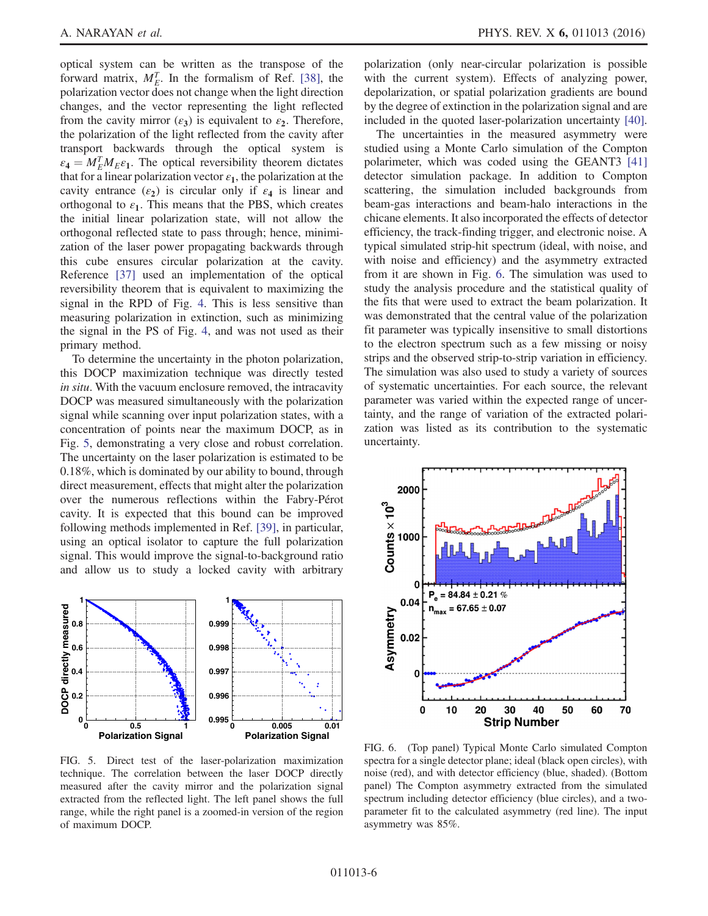optical system can be written as the transpose of the forward matrix, $M_E^T$. In the formalism of Ref. [38], the polarization vector does not change when the light direction changes, and the vector representing the light reflected from the cavity mirror ($\varepsilon_3$) is equivalent to $\varepsilon_2$. Therefore, the polarization of the light reflected from the cavity after transport backwards through the optical system is $\varepsilon_4 = M_E^T M_E \varepsilon_1$. The optical reversibility theorem dictates that for a linear polarization vector $\varepsilon_1$, the polarization at the cavity entrance ($\varepsilon_2$) is circular only if $\varepsilon_4$ is linear and orthogonal to $\varepsilon_1$. This means that the PBS, which creates the initial linear polarization state, will not allow the orthogonal reflected state to pass through; hence, minimization of the laser power propagating backwards through this cube ensures circular polarization at the cavity. Reference [37] used an implementation of the optical reversibility theorem that is equivalent to maximizing the signal in the RPD of Fig. 4. This is less sensitive than measuring polarization in extinction, such as minimizing the signal in the PS of Fig. 4, and was not used as their primary method.

To determine the uncertainty in the photon polarization, this DOCP maximization technique was directly tested *in situ*. With the vacuum enclosure removed, the intracavity DOCP was measured simultaneously with the polarization signal while scanning over input polarization states, with a concentration of points near the maximum DOCP, as in Fig. 5, demonstrating a very close and robust correlation. The uncertainty on the laser polarization is estimated to be 0.18%, which is dominated by our ability to bound, through direct measurement, effects that might alter the polarization over the numerous reflections within the Fabry-Pérot cavity. It is expected that this bound can be improved following methods implemented in Ref. [39], in particular, using an optical isolator to capture the full polarization signal. This would improve the signal-to-background ratio and allow us to study a locked cavity with arbitrary polarization (only near-circular polarization is possible with the current system). Effects of analyzing power, depolarization, or spatial polarization gradients are bound by the degree of extinction in the polarization signal and are included in the quoted laser-polarization uncertainty [40].

FIG. 5. Direct test of the laser-polarization maximization technique. The correlation between the laser DOCP directly measured after the cavity mirror and the polarization signal extracted from the reflected light. The left panel shows the full range, while the right panel is a zoomed-in version of the region of maximum DOCP.

The uncertainties in the measured asymmetry were studied using a Monte Carlo simulation of the Compton polarimeter, which was coded using the GEANT3 [41] detector simulation package. In addition to Compton scattering, the simulation included backgrounds from beam-gas interactions and beam-halo interactions in the chicane elements. It also incorporated the effects of detector efficiency, the track-finding trigger, and electronic noise. A typical simulated strip-hit spectrum (ideal, with noise, and with noise and efficiency) and the asymmetry extracted from it are shown in Fig. 6. The simulation was used to study the analysis procedure and the statistical quality of the fits that were used to extract the beam polarization. It was demonstrated that the central value of the polarization fit parameter was typically insensitive to small distortions to the electron spectrum such as a few missing or noisy strips and the observed strip-to-strip variation in efficiency. The simulation was also used to study a variety of sources of systematic uncertainties. For each source, the relevant parameter was varied within the expected range of uncertainty, and the range of variation of the extracted polarization was listed as its contribution to the systematic uncertainty.

FIG. 6. (Top panel) Typical Monte Carlo simulated Compton spectra for a single detector plane; ideal (black open circles), with noise (red), and with detector efficiency (blue, shaded). (Bottom panel) The Compton asymmetry extracted from the simulated spectrum including detector efficiency (blue circles), and a two-parameter fit to the calculated asymmetry (red line). The input asymmetry was 85%.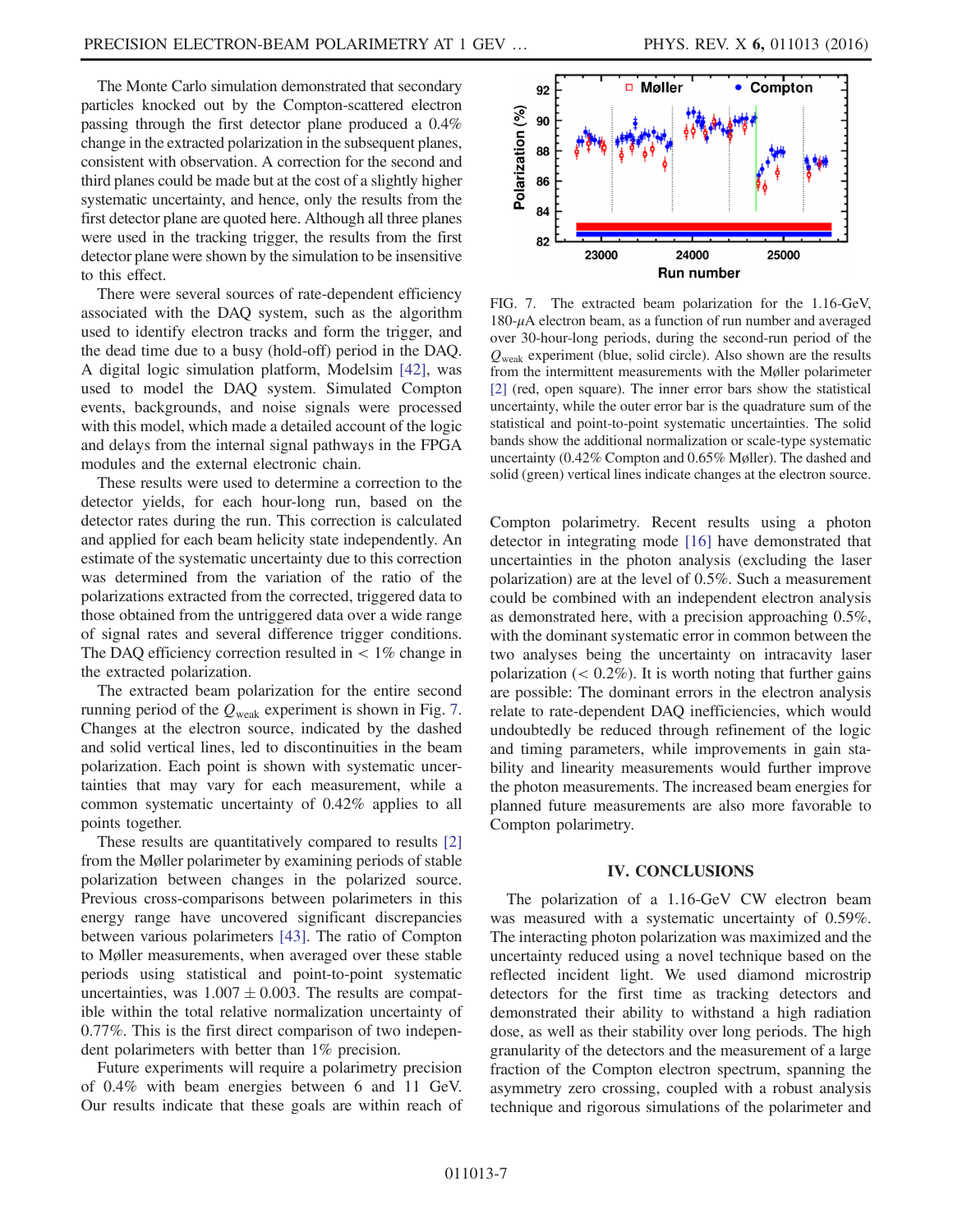The Monte Carlo simulation demonstrated that secondary particles knocked out by the Compton-scattered electron passing through the first detector plane produced a 0.4% change in the extracted polarization in the subsequent planes, consistent with observation. A correction for the second and third planes could be made but at the cost of a slightly higher systematic uncertainty, and hence, only the results from the first detector plane are quoted here. Although all three planes were used in the tracking trigger, the results from the first detector plane were shown by the simulation to be insensitive to this effect.

There were several sources of rate-dependent efficiency associated with the DAQ system, such as the algorithm used to identify electron tracks and form the trigger, and the dead time due to a busy (hold-off) period in the DAQ. A digital logic simulation platform, Modelsim [42], was used to model the DAQ system. Simulated Compton events, backgrounds, and noise signals were processed with this model, which made a detailed account of the logic and delays from the internal signal pathways in the FPGA modules and the external electronic chain.

These results were used to determine a correction to the detector yields, for each hour-long run, based on the detector rates during the run. This correction is calculated and applied for each beam helicity state independently. An estimate of the systematic uncertainty due to this correction was determined from the variation of the ratio of the polarizations extracted from the corrected, triggered data to those obtained from the untriggered data over a wide range of signal rates and several difference trigger conditions. The DAQ efficiency correction resulted in $< 1\%$ change in the extracted polarization.

The extracted beam polarization for the entire second running period of the $Q_{\mathrm{weak}}$ experiment is shown in Fig. 7. Changes at the electron source, indicated by the dashed and solid vertical lines, led to discontinuities in the beam polarization. Each point is shown with systematic uncertainties that may vary for each measurement, while a common systematic uncertainty of 0.42% applies to all points together.

These results are quantitatively compared to results [2] from the Møller polarimeter by examining periods of stable polarization between changes in the polarized source. Previous cross-comparisons between polarimeters in this energy range have uncovered significant discrepancies between various polarimeters [43]. The ratio of Compton to Møller measurements, when averaged over these stable periods using statistical and point-to-point systematic uncertainties, was $1.007 \pm 0.003$. The results are compatible within the total relative normalization uncertainty of 0.77%. This is the first direct comparison of two independent polarimeters with better than 1% precision.

Future experiments will require a polarimetry precision of 0.4% with beam energies between 6 and 11 GeV. Our results indicate that these goals are within reach of Compton polarimetry. Recent results using a photon detector in integrating mode [16] have demonstrated that uncertainties in the photon analysis (excluding the laser polarization) are at the level of 0.5%. Such a measurement could be combined with an independent electron analysis as demonstrated here, with a precision approaching 0.5%, with the dominant systematic error in common between the two analyses being the uncertainty on intracavity laser polarization ($< 0.2\%$). It is worth noting that further gains are possible: The dominant errors in the electron analysis relate to rate-dependent DAQ inefficiencies, which would undoubtedly be reduced through refinement of the logic and timing parameters, while improvements in gain stability and linearity measurements would further improve the photon measurements. The increased beam energies for planned future measurements are also more favorable to Compton polarimetry.

FIG. 7. The extracted beam polarization for the 1.16-GeV, 180-$\mu$A electron beam, as a function of run number and averaged over 30-hour-long periods, during the second-run period of the $Q_{\mathrm{weak}}$ experiment (blue, solid circle). Also shown are the results from the intermittent measurements with the Møller polarimeter [2] (red, open square). The inner error bars show the statistical uncertainty, while the outer error bar is the quadrature sum of the statistical and point-to-point systematic uncertainties. The solid bands show the additional normalization or scale-type systematic uncertainty (0.42% Compton and 0.65% Møller). The dashed and solid (green) vertical lines indicate changes at the electron source.

## IV. CONCLUSIONS

The polarization of a 1.16-GeV CW electron beam was measured with a systematic uncertainty of 0.59%. The interacting photon polarization was maximized and the uncertainty reduced using a novel technique based on the reflected incident light. We used diamond microstrip detectors for the first time as tracking detectors and demonstrated their ability to withstand a high radiation dose, as well as their stability over long periods. The high granularity of the detectors and the measurement of a large fraction of the Compton electron spectrum, spanning the asymmetry zero crossing, coupled with a robust analysis technique and rigorous simulations of the polarimeter and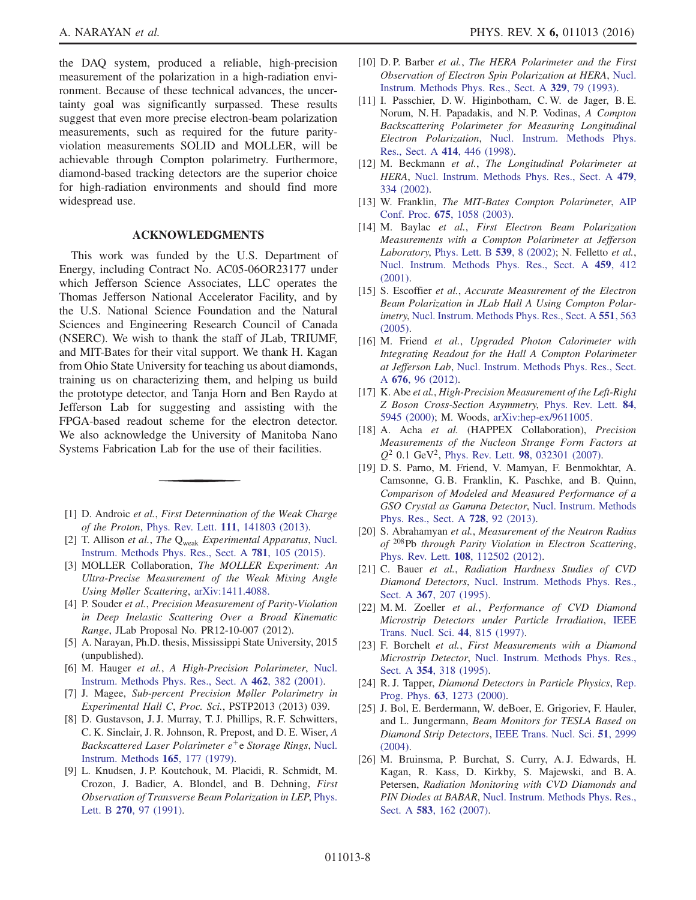the DAQ system, produced a reliable, high-precision measurement of the polarization in a high-radiation environment. Because of these technical advances, the uncertainty goal was significantly surpassed. These results suggest that even more precise electron-beam polarization measurements, such as required for the future parity-violation measurements SOLID and MOLLER, will be achievable through Compton polarimetry. Furthermore, diamond-based tracking detectors are the superior choice for high-radiation environments and should find more widespread use.

## ACKNOWLEDGMENTS

This work was funded by the U.S. Department of Energy, including Contract No. AC05-06OR23177 under which Jefferson Science Associates, LLC operates the Thomas Jefferson National Accelerator Facility, and by the U.S. National Science Foundation and the Natural Sciences and Engineering Research Council of Canada (NSERC). We wish to thank the staff of JLab, TRIUMF, and MIT-Bates for their vital support. We thank H. Kagan from Ohio State University for teaching us about diamonds, training us on characterizing them, and helping us build the prototype detector, and Tanja Horn and Ben Raydo at Jefferson Lab for suggesting and assisting with the FPGA-based readout scheme for the electron detector. We also acknowledge the University of Manitoba Nano Systems Fabrication Lab for the use of their facilities.

---

[1] D. Androic *et al.*, *First Determination of the Weak Charge of the Proton*, Phys. Rev. Lett. **111**, 141803 (2013).

[2] T. Allison *et al.*, *The $Q_{\mathrm{weak}}$ Experimental Apparatus*, Nucl. Instrum. Methods Phys. Res., Sect. A **781**, 105 (2015).

[3] MOLLER Collaboration, *The MOLLER Experiment: An Ultra-Precise Measurement of the Weak Mixing Angle Using Møller Scattering*, arXiv:1411.4088.

[4] P. Souder *et al.*, *Precision Measurement of Parity-Violation in Deep Inelastic Scattering Over a Broad Kinematic Range*, JLab Proposal No. PR12-10-007 (2012).

[5] A. Narayan, Ph.D. thesis, Mississippi State University, 2015 (unpublished).

[6] M. Hauger *et al.*, *A High-Precision Polarimeter*, Nucl. Instrum. Methods Phys. Res., Sect. A **462**, 382 (2001).

[7] J. Magee, *Sub-percent Precision Møller Polarimetry in Experimental Hall C*, *Proc. Sci.*, PSTP2013 (2013) 039.

[8] D. Gustavson, J. J. Murray, T. J. Phillips, R. F. Schwitters, C. K. Sinclair, J. R. Johnson, R. Prepost, and D. E. Wiser, *A Backscattered Laser Polarimeter $e^+e$ Storage Rings*, Nucl. Instrum. Methods **165**, 177 (1979).

[9] L. Knudsen, J. P. Koutchouk, M. Placidi, R. Schmidt, M. Crozon, J. Badier, A. Blondel, and B. Dehning, *First Observation of Transverse Beam Polarization in LEP*, Phys. Lett. B **270**, 97 (1991).

[10] D. P. Barber *et al.*, *The HERA Polarimeter and the First Observation of Electron Spin Polarization at HERA*, Nucl. Instrum. Methods Phys. Res., Sect. A **329**, 79 (1993).

[11] I. Passchier, D. W. Higinbotham, C. W. de Jager, B. E. Norum, N. H. Papadakis, and N. P. Vodinas, *A Compton Backscattering Polarimeter for Measuring Longitudinal Electron Polarization*, Nucl. Instrum. Methods Phys. Res., Sect. A **414**, 446 (1998).

[12] M. Beckmann *et al.*, *The Longitudinal Polarimeter at HERA*, Nucl. Instrum. Methods Phys. Res., Sect. A **479**, 334 (2002).

[13] W. Franklin, *The MIT-Bates Compton Polarimeter*, AIP Conf. Proc. **675**, 1058 (2003).

[14] M. Baylac *et al.*, *First Electron Beam Polarization Measurements with a Compton Polarimeter at Jefferson Laboratory*, Phys. Lett. B **539**, 8 (2002); N. Felletto *et al.*, Nucl. Instrum. Methods Phys. Res., Sect. A **459**, 412 (2001).

[15] S. Escoffier *et al.*, *Accurate Measurement of the Electron Beam Polarization in JLab Hall A Using Compton Polarimetry*, Nucl. Instrum. Methods Phys. Res., Sect. A **551**, 563 (2005).

[16] M. Friend *et al.*, *Upgraded Photon Calorimeter with Integrating Readout for the Hall A Compton Polarimeter at Jefferson Lab*, Nucl. Instrum. Methods Phys. Res., Sect. A **676**, 96 (2012).

[17] K. Abe *et al.*, *High-Precision Measurement of the Left-Right Z Boson Cross-Section Asymmetry*, Phys. Rev. Lett. **84**, 5945 (2000); M. Woods, arXiv:hep-ex/9611005.

[18] A. Acha *et al.* (HAPPEX Collaboration), *Precision Measurements of the Nucleon Strange Form Factors at $Q^2$ 0.1 GeV$^2$*, Phys. Rev. Lett. **98**, 032301 (2007).

[19] D. S. Parno, M. Friend, V. Mamyan, F. Benmokhtar, A. Camsonne, G. B. Franklin, K. Paschke, and B. Quinn, *Comparison of Modeled and Measured Performance of a GSO Crystal as Gamma Detector*, Nucl. Instrum. Methods Phys. Res., Sect. A **728**, 92 (2013).

[20] S. Abrahamyan *et al.*, *Measurement of the Neutron Radius of $^{208}$Pb through Parity Violation in Electron Scattering*, Phys. Rev. Lett. **108**, 112502 (2012).

[21] C. Bauer *et al.*, *Radiation Hardness Studies of CVD Diamond Detectors*, Nucl. Instrum. Methods Phys. Res., Sect. A **367**, 207 (1995).

[22] M. M. Zoeller *et al.*, *Performance of CVD Diamond Microstrip Detectors under Particle Irradiation*, IEEE Trans. Nucl. Sci. **44**, 815 (1997).

[23] F. Borchelt *et al.*, *First Measurements with a Diamond Microstrip Detector*, Nucl. Instrum. Methods Phys. Res., Sect. A **354**, 318 (1995).

[24] R. J. Tapper, *Diamond Detectors in Particle Physics*, Rep. Prog. Phys. **63**, 1273 (2000).

[25] J. Bol, E. Berdermann, W. deBoer, E. Grigoriev, F. Hauler, and L. Jungermann, *Beam Monitors for TESLA Based on Diamond Strip Detectors*, IEEE Trans. Nucl. Sci. **51**, 2999 (2004).

[26] M. Bruinsma, P. Burchat, S. Curry, A. J. Edwards, H. Kagan, R. Kass, D. Kirkby, S. Majewski, and B. A. Petersen, *Radiation Monitoring with CVD Diamonds and PIN Diodes at BABAR*, Nucl. Instrum. Methods Phys. Res., Sect. A **583**, 162 (2007).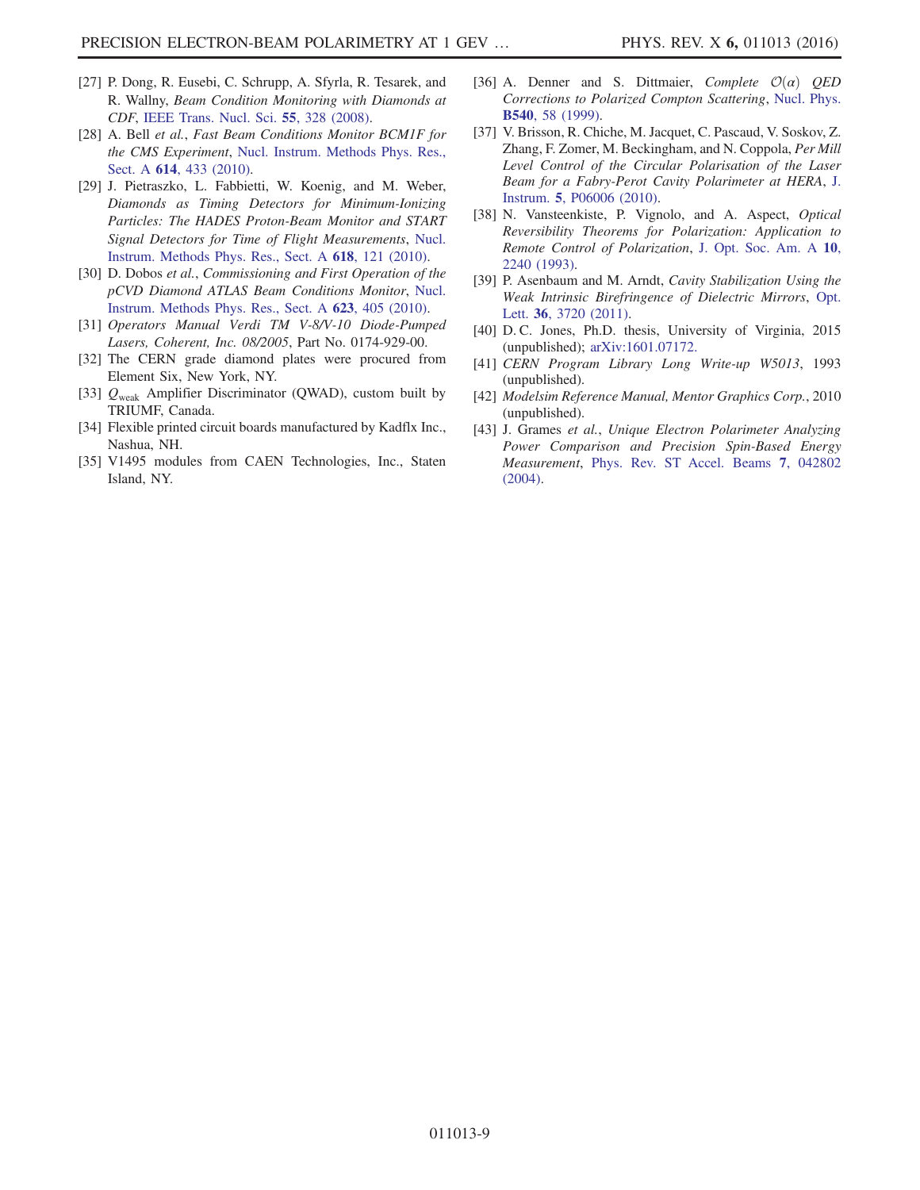[27] P. Dong, R. Eusebi, C. Schrupp, A. Sfyrla, R. Tesarek, and R. Wallny, *Beam Condition Monitoring with Diamonds at CDF*, IEEE Trans. Nucl. Sci. **55**, 328 (2008).

[28] A. Bell *et al.*, *Fast Beam Conditions Monitor BCM1F for the CMS Experiment*, Nucl. Instrum. Methods Phys. Res., Sect. A **614**, 433 (2010).

[29] J. Pietraszko, L. Fabbietti, W. Koenig, and M. Weber, *Diamonds as Timing Detectors for Minimum-Ionizing Particles: The HADES Proton-Beam Monitor and START Signal Detectors for Time of Flight Measurements*, Nucl. Instrum. Methods Phys. Res., Sect. A **618**, 121 (2010).

[30] D. Dobos *et al.*, *Commissioning and First Operation of the pCVD Diamond ATLAS Beam Conditions Monitor*, Nucl. Instrum. Methods Phys. Res., Sect. A **623**, 405 (2010).

[31] *Operators Manual Verdi TM V-8/V-10 Diode-Pumped Lasers, Coherent, Inc. 08/2005*, Part No. 0174-929-00.

[32] The CERN grade diamond plates were procured from Element Six, New York, NY.

[33] $Q_{\mathrm{weak}}$ Amplifier Discriminator (QWAD), custom built by TRIUMF, Canada.

[34] Flexible printed circuit boards manufactured by Kadflx Inc., Nashua, NH.

[35] V1495 modules from CAEN Technologies, Inc., Staten Island, NY.

[36] A. Denner and S. Dittmaier, *Complete $\mathcal{O}(\alpha)$ QED Corrections to Polarized Compton Scattering*, Nucl. Phys. **B540**, 58 (1999).

[37] V. Brisson, R. Chiche, M. Jacquet, C. Pascaud, V. Soskov, Z. Zhang, F. Zomer, M. Beckingham, and N. Coppola, *Per Mill Level Control of the Circular Polarisation of the Laser Beam for a Fabry-Perot Cavity Polarimeter at HERA*, J. Instrum. **5**, P06006 (2010).

[38] N. Vansteenkiste, P. Vignolo, and A. Aspect, *Optical Reversibility Theorems for Polarization: Application to Remote Control of Polarization*, J. Opt. Soc. Am. A **10**, 2240 (1993).

[39] P. Asenbaum and M. Arndt, *Cavity Stabilization Using the Weak Intrinsic Birefringence of Dielectric Mirrors*, Opt. Lett. **36**, 3720 (2011).

[40] D. C. Jones, Ph.D. thesis, University of Virginia, 2015 (unpublished); arXiv:1601.07172.

[41] *CERN Program Library Long Write-up W5013*, 1993 (unpublished).

[42] *Modelsim Reference Manual, Mentor Graphics Corp.*, 2010 (unpublished).

[43] J. Grames *et al.*, *Unique Electron Polarimeter Analyzing Power Comparison and Precision Spin-Based Energy Measurement*, Phys. Rev. ST Accel. Beams **7**, 042802 (2004).